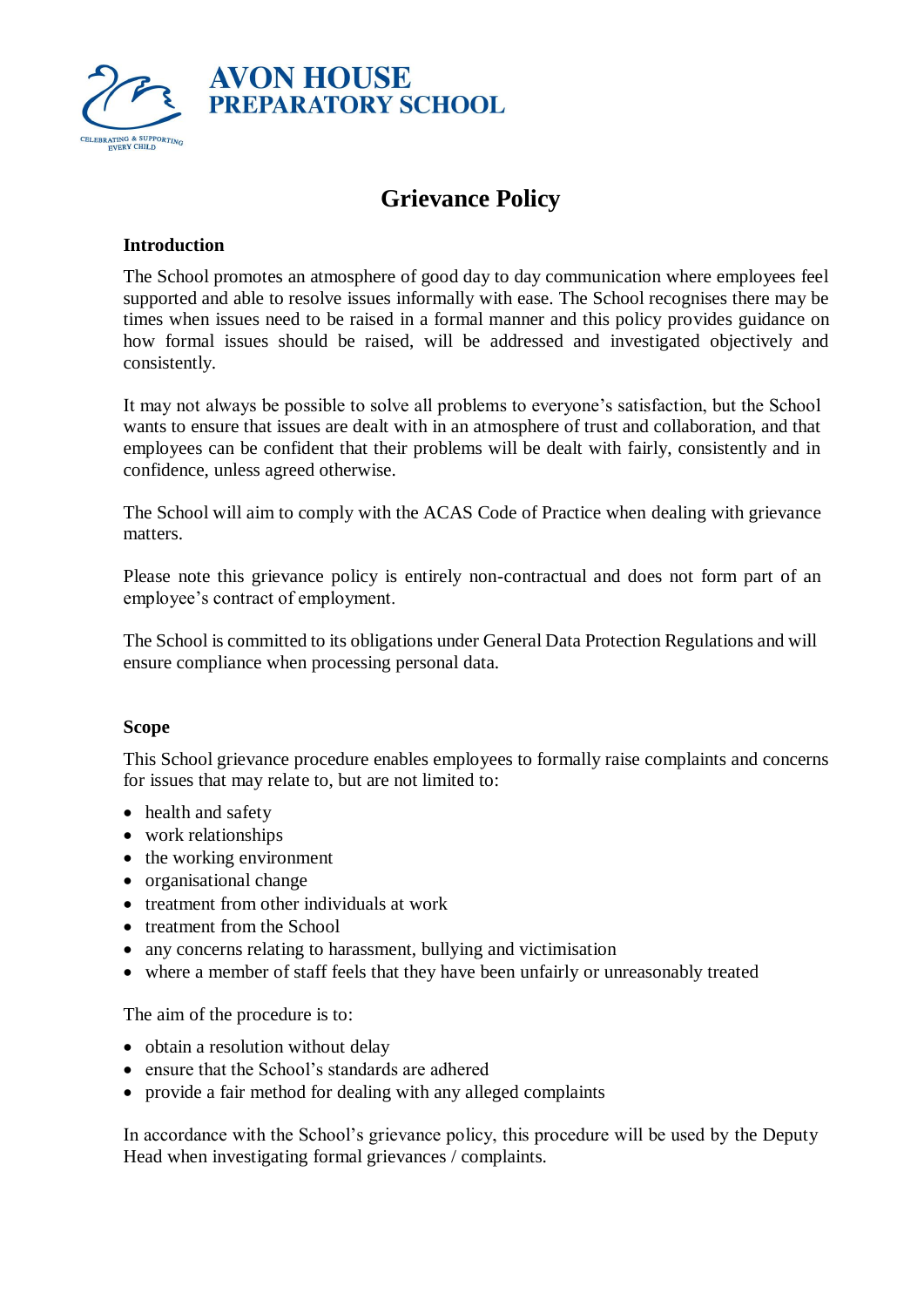**AVON HOUSE PREPARATORY SCHOOL**

CELEBRATING & SUPPORTING EVERY CHILD

# Grievance Policy

## Introduction

The School promotes an atmosphere of good day to day communication where employees feel supported and able to resolve issues informally with ease. The School recognises there may be times when issues need to be raised in a formal manner and this policy provides guidance on how formal issues should be raised, will be addressed and investigated objectively and consistently.

It may not always be possible to solve all problems to everyone's satisfaction, but the School wants to ensure that issues are dealt with in an atmosphere of trust and collaboration, and that employees can be confident that their problems will be dealt with fairly, consistently and in confidence, unless agreed otherwise.

The School will aim to comply with the ACAS Code of Practice when dealing with grievance matters.

Please note this grievance policy is entirely non-contractual and does not form part of an employee's contract of employment.

The School is committed to its obligations under General Data Protection Regulations and will ensure compliance when processing personal data.

## Scope

This School grievance procedure enables employees to formally raise complaints and concerns for issues that may relate to, but are not limited to:

- health and safety
- work relationships
- the working environment
- organisational change
- treatment from other individuals at work
- treatment from the School
- any concerns relating to harassment, bullying and victimisation
- where a member of staff feels that they have been unfairly or unreasonably treated

The aim of the procedure is to:

- obtain a resolution without delay
- ensure that the School's standards are adhered
- provide a fair method for dealing with any alleged complaints

In accordance with the School's grievance policy, this procedure will be used by the Deputy Head when investigating formal grievances / complaints.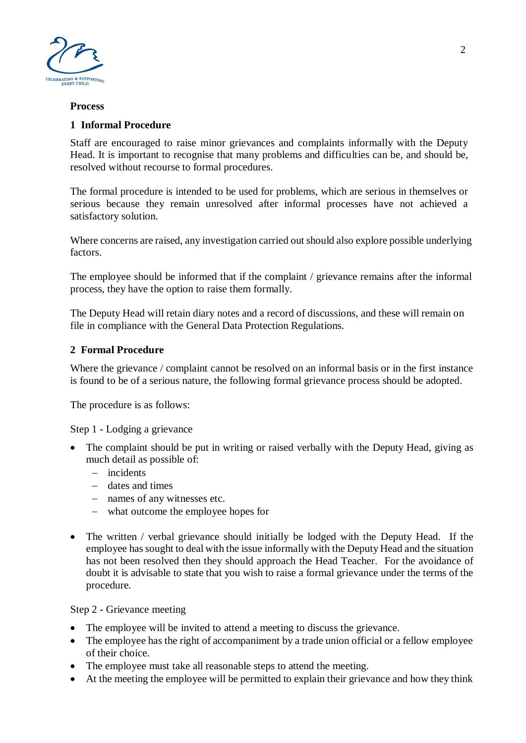**Process**

**1 Informal Procedure**

Staff are encouraged to raise minor grievances and complaints informally with the Deputy Head. It is important to recognise that many problems and difficulties can be, and should be, resolved without recourse to formal procedures.

The formal procedure is intended to be used for problems, which are serious in themselves or serious because they remain unresolved after informal processes have not achieved a satisfactory solution.

Where concerns are raised, any investigation carried out should also explore possible underlying factors.

The employee should be informed that if the complaint / grievance remains after the informal process, they have the option to raise them formally.

The Deputy Head will retain diary notes and a record of discussions, and these will remain on file in compliance with the General Data Protection Regulations.

**2 Formal Procedure**

Where the grievance / complaint cannot be resolved on an informal basis or in the first instance is found to be of a serious nature, the following formal grievance process should be adopted.

The procedure is as follows:

Step 1 - Lodging a grievance

- The complaint should be put in writing or raised verbally with the Deputy Head, giving as much detail as possible of:
  - incidents
  - dates and times
  - names of any witnesses etc.
  - what outcome the employee hopes for

- The written / verbal grievance should initially be lodged with the Deputy Head. If the employee has sought to deal with the issue informally with the Deputy Head and the situation has not been resolved then they should approach the Head Teacher. For the avoidance of doubt it is advisable to state that you wish to raise a formal grievance under the terms of the procedure.

Step 2 - Grievance meeting

- The employee will be invited to attend a meeting to discuss the grievance.
- The employee has the right of accompaniment by a trade union official or a fellow employee of their choice.
- The employee must take all reasonable steps to attend the meeting.
- At the meeting the employee will be permitted to explain their grievance and how they think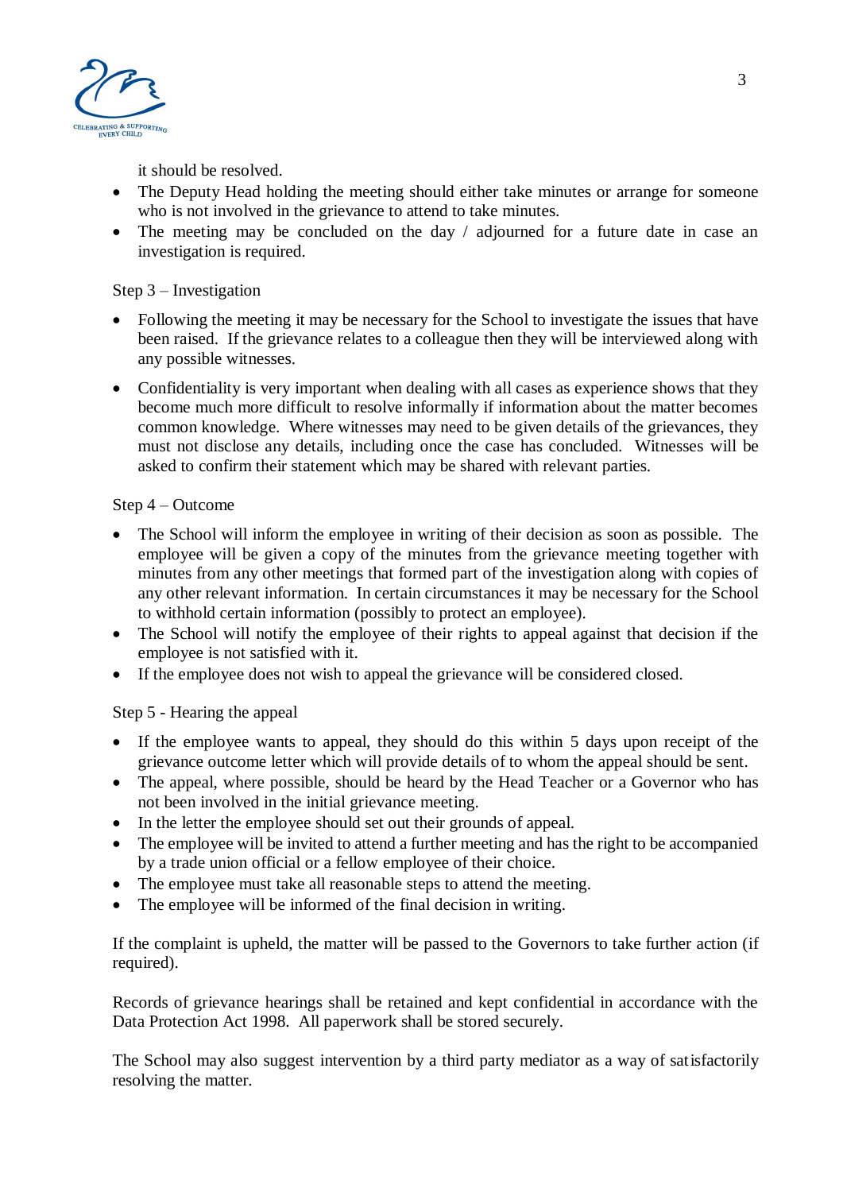it should be resolved.

- The Deputy Head holding the meeting should either take minutes or arrange for someone who is not involved in the grievance to attend to take minutes.
- The meeting may be concluded on the day / adjourned for a future date in case an investigation is required.

Step 3 – Investigation

- Following the meeting it may be necessary for the School to investigate the issues that have been raised. If the grievance relates to a colleague then they will be interviewed along with any possible witnesses.

- Confidentiality is very important when dealing with all cases as experience shows that they become much more difficult to resolve informally if information about the matter becomes common knowledge. Where witnesses may need to be given details of the grievances, they must not disclose any details, including once the case has concluded. Witnesses will be asked to confirm their statement which may be shared with relevant parties.

Step 4 – Outcome

- The School will inform the employee in writing of their decision as soon as possible. The employee will be given a copy of the minutes from the grievance meeting together with minutes from any other meetings that formed part of the investigation along with copies of any other relevant information. In certain circumstances it may be necessary for the School to withhold certain information (possibly to protect an employee).
- The School will notify the employee of their rights to appeal against that decision if the employee is not satisfied with it.
- If the employee does not wish to appeal the grievance will be considered closed.

Step 5 - Hearing the appeal

- If the employee wants to appeal, they should do this within 5 days upon receipt of the grievance outcome letter which will provide details of to whom the appeal should be sent.
- The appeal, where possible, should be heard by the Head Teacher or a Governor who has not been involved in the initial grievance meeting.
- In the letter the employee should set out their grounds of appeal.
- The employee will be invited to attend a further meeting and has the right to be accompanied by a trade union official or a fellow employee of their choice.
- The employee must take all reasonable steps to attend the meeting.
- The employee will be informed of the final decision in writing.

If the complaint is upheld, the matter will be passed to the Governors to take further action (if required).

Records of grievance hearings shall be retained and kept confidential in accordance with the Data Protection Act 1998. All paperwork shall be stored securely.

The School may also suggest intervention by a third party mediator as a way of satisfactorily resolving the matter.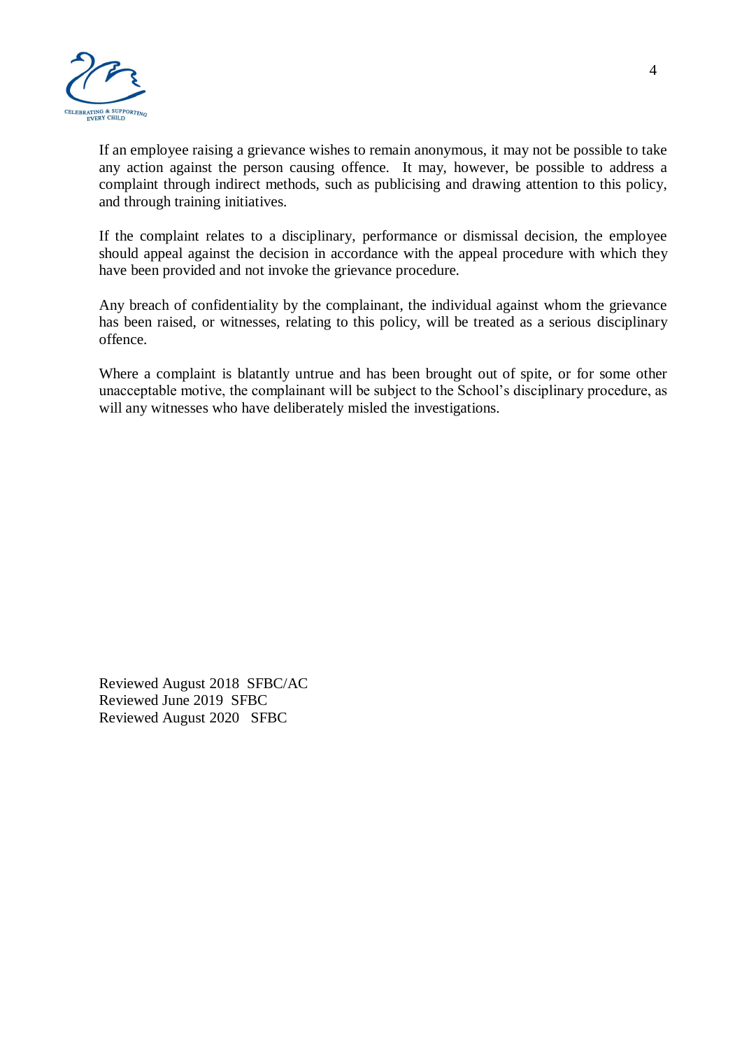If an employee raising a grievance wishes to remain anonymous, it may not be possible to take any action against the person causing offence. It may, however, be possible to address a complaint through indirect methods, such as publicising and drawing attention to this policy, and through training initiatives.

If the complaint relates to a disciplinary, performance or dismissal decision, the employee should appeal against the decision in accordance with the appeal procedure with which they have been provided and not invoke the grievance procedure.

Any breach of confidentiality by the complainant, the individual against whom the grievance has been raised, or witnesses, relating to this policy, will be treated as a serious disciplinary offence.

Where a complaint is blatantly untrue and has been brought out of spite, or for some other unacceptable motive, the complainant will be subject to the School's disciplinary procedure, as will any witnesses who have deliberately misled the investigations.

Reviewed August 2018 SFBC/AC
Reviewed June 2019 SFBC
Reviewed August 2020 SFBC